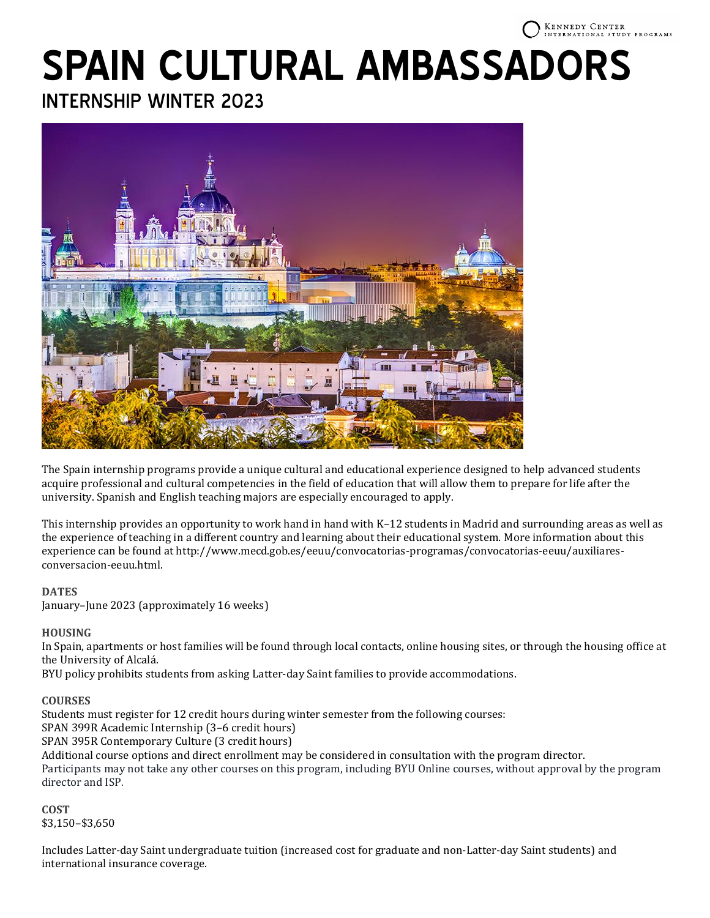Kennedy Center International Study Programs

# SPAIN CULTURAL AMBASSADORS

## INTERNSHIP WINTER 2023

The Spain internship programs provide a unique cultural and educational experience designed to help advanced students acquire professional and cultural competencies in the field of education that will allow them to prepare for life after the university. Spanish and English teaching majors are especially encouraged to apply.

This internship provides an opportunity to work hand in hand with K–12 students in Madrid and surrounding areas as well as the experience of teaching in a different country and learning about their educational system. More information about this experience can be found at http://www.mecd.gob.es/eeuu/convocatorias-programas/convocatorias-eeuu/auxiliares-conversacion-eeuu.html.

**DATES**
January–June 2023 (approximately 16 weeks)

**HOUSING**
In Spain, apartments or host families will be found through local contacts, online housing sites, or through the housing office at the University of Alcalá.
BYU policy prohibits students from asking Latter-day Saint families to provide accommodations.

**COURSES**
Students must register for 12 credit hours during winter semester from the following courses:
SPAN 399R Academic Internship (3–6 credit hours)
SPAN 395R Contemporary Culture (3 credit hours)
Additional course options and direct enrollment may be considered in consultation with the program director.
Participants may not take any other courses on this program, including BYU Online courses, without approval by the program director and ISP.

**COST**
$3,150–$3,650

Includes Latter-day Saint undergraduate tuition (increased cost for graduate and non-Latter-day Saint students) and international insurance coverage.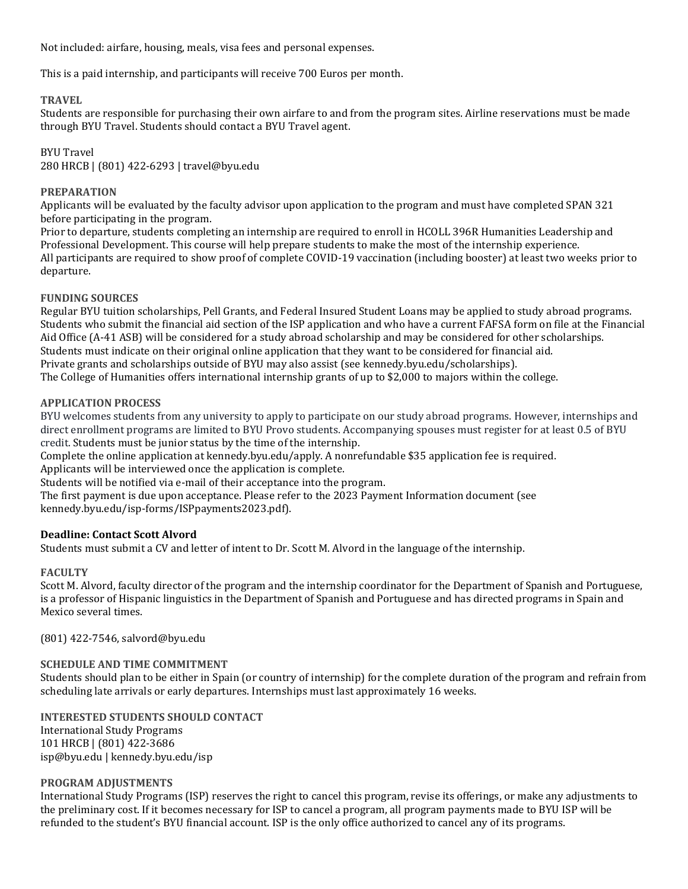Not included: airfare, housing, meals, visa fees and personal expenses.

This is a paid internship, and participants will receive 700 Euros per month.

## TRAVEL

Students are responsible for purchasing their own airfare to and from the program sites. Airline reservations must be made through BYU Travel. Students should contact a BYU Travel agent.

BYU Travel
280 HRCB | (801) 422-6293 | travel@byu.edu

## PREPARATION

Applicants will be evaluated by the faculty advisor upon application to the program and must have completed SPAN 321 before participating in the program.
Prior to departure, students completing an internship are required to enroll in HCOLL 396R Humanities Leadership and Professional Development. This course will help prepare students to make the most of the internship experience.
All participants are required to show proof of complete COVID-19 vaccination (including booster) at least two weeks prior to departure.

## FUNDING SOURCES

Regular BYU tuition scholarships, Pell Grants, and Federal Insured Student Loans may be applied to study abroad programs. Students who submit the financial aid section of the ISP application and who have a current FAFSA form on file at the Financial Aid Office (A-41 ASB) will be considered for a study abroad scholarship and may be considered for other scholarships. Students must indicate on their original online application that they want to be considered for financial aid.
Private grants and scholarships outside of BYU may also assist (see kennedy.byu.edu/scholarships).
The College of Humanities offers international internship grants of up to $2,000 to majors within the college.

## APPLICATION PROCESS

BYU welcomes students from any university to apply to participate on our study abroad programs. However, internships and direct enrollment programs are limited to BYU Provo students. Accompanying spouses must register for at least 0.5 of BYU credit. Students must be junior status by the time of the internship.
Complete the online application at kennedy.byu.edu/apply. A nonrefundable $35 application fee is required.
Applicants will be interviewed once the application is complete.
Students will be notified via e-mail of their acceptance into the program.
The first payment is due upon acceptance. Please refer to the 2023 Payment Information document (see kennedy.byu.edu/isp-forms/ISPpayments2023.pdf).

**Deadline: Contact Scott Alvord**

Students must submit a CV and letter of intent to Dr. Scott M. Alvord in the language of the internship.

## FACULTY

Scott M. Alvord, faculty director of the program and the internship coordinator for the Department of Spanish and Portuguese, is a professor of Hispanic linguistics in the Department of Spanish and Portuguese and has directed programs in Spain and Mexico several times.

(801) 422-7546, salvord@byu.edu

## SCHEDULE AND TIME COMMITMENT

Students should plan to be either in Spain (or country of internship) for the complete duration of the program and refrain from scheduling late arrivals or early departures. Internships must last approximately 16 weeks.

## INTERESTED STUDENTS SHOULD CONTACT

International Study Programs
101 HRCB | (801) 422-3686
isp@byu.edu | kennedy.byu.edu/isp

## PROGRAM ADJUSTMENTS

International Study Programs (ISP) reserves the right to cancel this program, revise its offerings, or make any adjustments to the preliminary cost. If it becomes necessary for ISP to cancel a program, all program payments made to BYU ISP will be refunded to the student's BYU financial account. ISP is the only office authorized to cancel any of its programs.